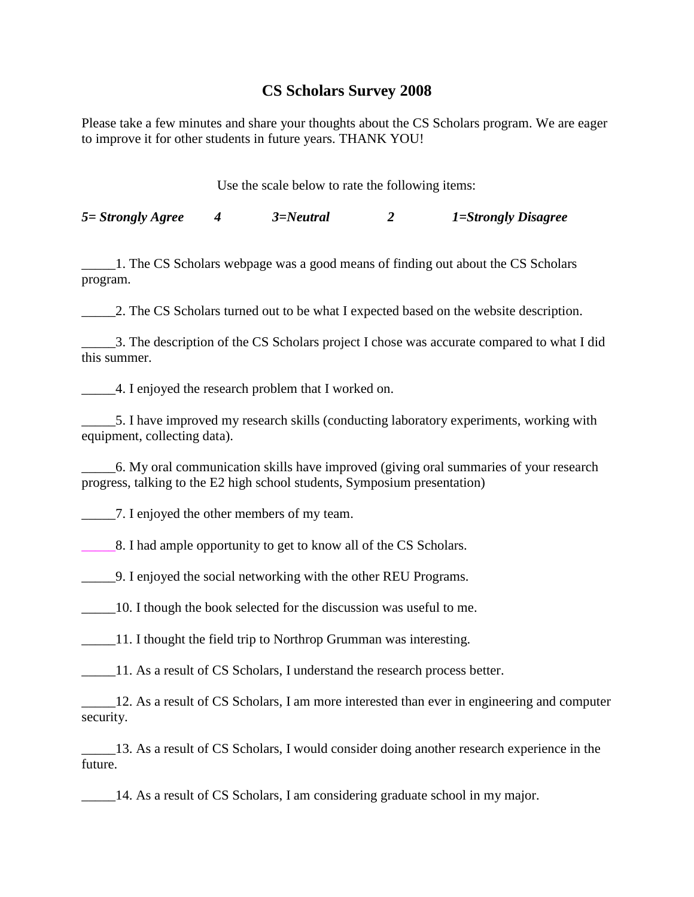# CS Scholars Survey 2008

Please take a few minutes and share your thoughts about the CS Scholars program. We are eager to improve it for other students in future years. THANK YOU!

Use the scale below to rate the following items:

***5= Strongly Agree*** ***4*** ***3=Neutral*** ***2*** ***1=Strongly Disagree***

_____1. The CS Scholars webpage was a good means of finding out about the CS Scholars program.

_____2. The CS Scholars turned out to be what I expected based on the website description.

_____3. The description of the CS Scholars project I chose was accurate compared to what I did this summer.

_____4. I enjoyed the research problem that I worked on.

_____5. I have improved my research skills (conducting laboratory experiments, working with equipment, collecting data).

_____6. My oral communication skills have improved (giving oral summaries of your research progress, talking to the E2 high school students, Symposium presentation)

_____7. I enjoyed the other members of my team.

_____8. I had ample opportunity to get to know all of the CS Scholars.

_____9. I enjoyed the social networking with the other REU Programs.

_____10. I though the book selected for the discussion was useful to me.

_____11. I thought the field trip to Northrop Grumman was interesting.

_____11. As a result of CS Scholars, I understand the research process better.

_____12. As a result of CS Scholars, I am more interested than ever in engineering and computer security.

_____13. As a result of CS Scholars, I would consider doing another research experience in the future.

_____14. As a result of CS Scholars, I am considering graduate school in my major.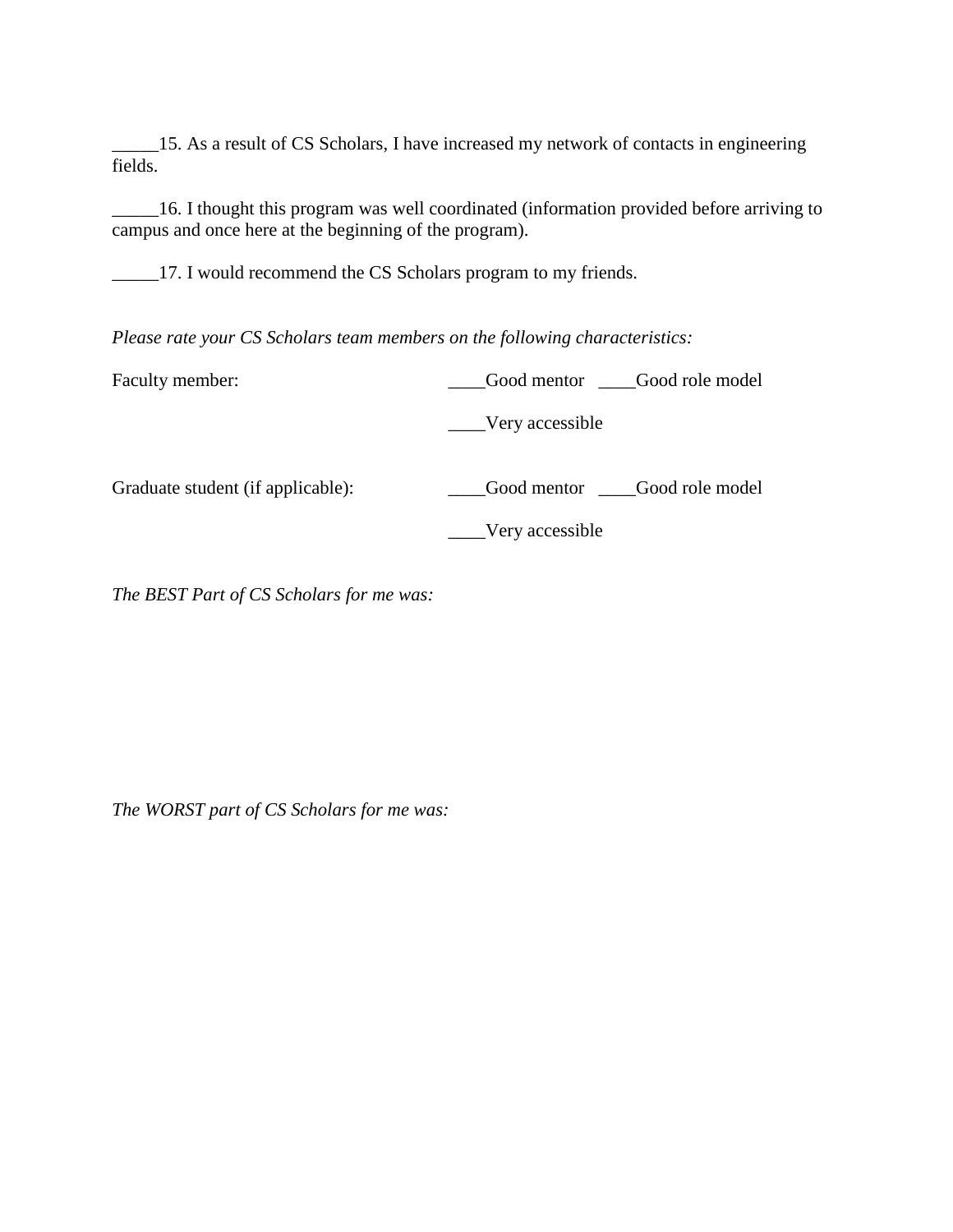_____15. As a result of CS Scholars, I have increased my network of contacts in engineering fields.

_____16. I thought this program was well coordinated (information provided before arriving to campus and once here at the beginning of the program).

_____17. I would recommend the CS Scholars program to my friends.

*Please rate your CS Scholars team members on the following characteristics:*

Faculty member: ____Good mentor ____Good role model

____Very accessible

Graduate student (if applicable): ____Good mentor ____Good role model

____Very accessible

*The BEST Part of CS Scholars for me was:*

*The WORST part of CS Scholars for me was:*